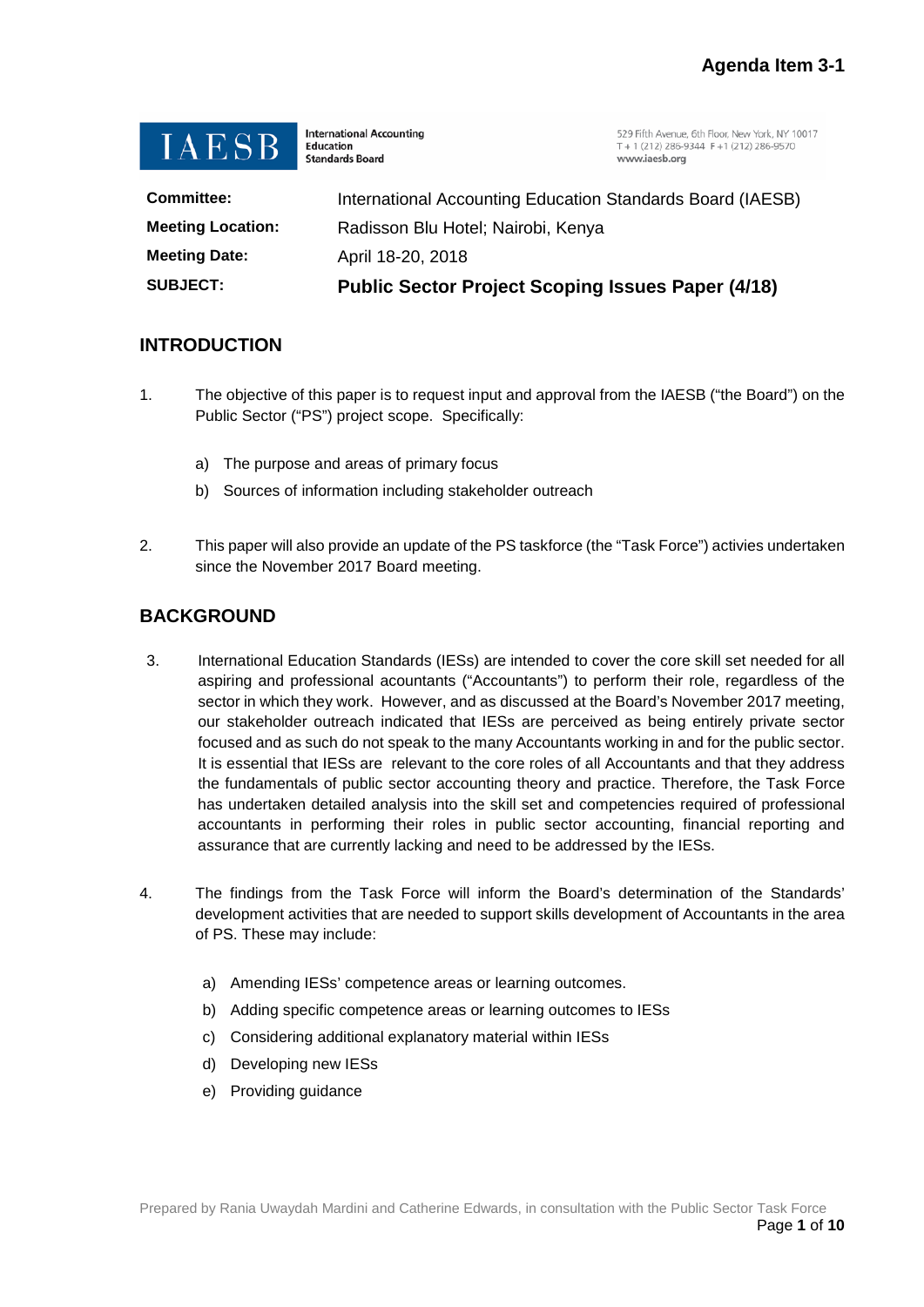**Agenda Item 3-1**

IAESB International Accounting Education Standards Board

529 Fifth Avenue, 6th Floor, New York, NY 10017
T + 1 (212) 286-9344 F +1 (212) 286-9570
www.iaesb.org

| | |
|---|---|
| **Committee:** | International Accounting Education Standards Board (IAESB) |
| **Meeting Location:** | Radisson Blu Hotel; Nairobi, Kenya |
| **Meeting Date:** | April 18-20, 2018 |
| **SUBJECT:** | **Public Sector Project Scoping Issues Paper (4/18)** |

## INTRODUCTION

1. The objective of this paper is to request input and approval from the IAESB ("the Board") on the Public Sector ("PS") project scope. Specifically:

    a) The purpose and areas of primary focus

    b) Sources of information including stakeholder outreach

2. This paper will also provide an update of the PS taskforce (the "Task Force") activies undertaken since the November 2017 Board meeting.

## BACKGROUND

3. International Education Standards (IESs) are intended to cover the core skill set needed for all aspiring and professional acountants ("Accountants") to perform their role, regardless of the sector in which they work. However, and as discussed at the Board's November 2017 meeting, our stakeholder outreach indicated that IESs are perceived as being entirely private sector focused and as such do not speak to the many Accountants working in and for the public sector. It is essential that IESs are relevant to the core roles of all Accountants and that they address the fundamentals of public sector accounting theory and practice. Therefore, the Task Force has undertaken detailed analysis into the skill set and competencies required of professional accountants in performing their roles in public sector accounting, financial reporting and assurance that are currently lacking and need to be addressed by the IESs.

4. The findings from the Task Force will inform the Board's determination of the Standards' development activities that are needed to support skills development of Accountants in the area of PS. These may include:

    a) Amending IESs' competence areas or learning outcomes.

    b) Adding specific competence areas or learning outcomes to IESs

    c) Considering additional explanatory material within IESs

    d) Developing new IESs

    e) Providing guidance

Prepared by Rania Uwaydah Mardini and Catherine Edwards, in consultation with the Public Sector Task Force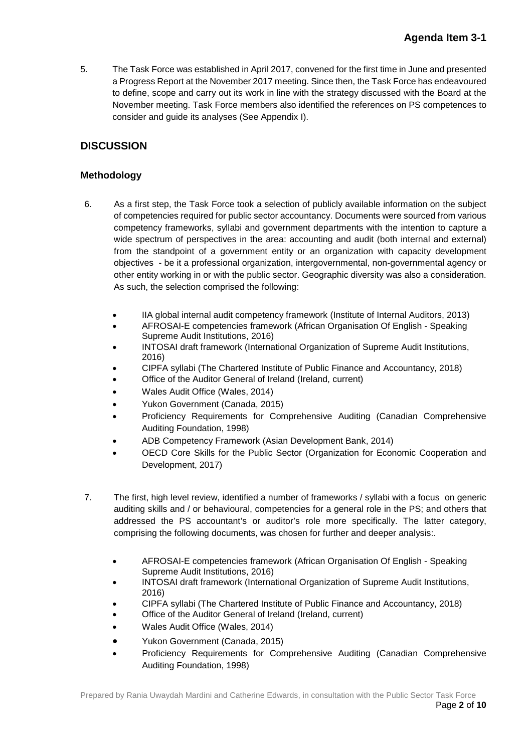5. The Task Force was established in April 2017, convened for the first time in June and presented a Progress Report at the November 2017 meeting. Since then, the Task Force has endeavoured to define, scope and carry out its work in line with the strategy discussed with the Board at the November meeting. Task Force members also identified the references on PS competences to consider and guide its analyses (See Appendix I).

## DISCUSSION

### Methodology

6. As a first step, the Task Force took a selection of publicly available information on the subject of competencies required for public sector accountancy. Documents were sourced from various competency frameworks, syllabi and government departments with the intention to capture a wide spectrum of perspectives in the area: accounting and audit (both internal and external) from the standpoint of a government entity or an organization with capacity development objectives - be it a professional organization, intergovernmental, non-governmental agency or other entity working in or with the public sector. Geographic diversity was also a consideration. As such, the selection comprised the following:

   - IIA global internal audit competency framework (Institute of Internal Auditors, 2013)
   - AFROSAI-E competencies framework (African Organisation Of English - Speaking Supreme Audit Institutions, 2016)
   - INTOSAI draft framework (International Organization of Supreme Audit Institutions, 2016)
   - CIPFA syllabi (The Chartered Institute of Public Finance and Accountancy, 2018)
   - Office of the Auditor General of Ireland (Ireland, current)
   - Wales Audit Office (Wales, 2014)
   - Yukon Government (Canada, 2015)
   - Proficiency Requirements for Comprehensive Auditing (Canadian Comprehensive Auditing Foundation, 1998)
   - ADB Competency Framework (Asian Development Bank, 2014)
   - OECD Core Skills for the Public Sector (Organization for Economic Cooperation and Development, 2017)

7. The first, high level review, identified a number of frameworks / syllabi with a focus on generic auditing skills and / or behavioural, competencies for a general role in the PS; and others that addressed the PS accountant's or auditor's role more specifically. The latter category, comprising the following documents, was chosen for further and deeper analysis:.

   - AFROSAI-E competencies framework (African Organisation Of English - Speaking Supreme Audit Institutions, 2016)
   - INTOSAI draft framework (International Organization of Supreme Audit Institutions, 2016)
   - CIPFA syllabi (The Chartered Institute of Public Finance and Accountancy, 2018)
   - Office of the Auditor General of Ireland (Ireland, current)
   - Wales Audit Office (Wales, 2014)
   - Yukon Government (Canada, 2015)
   - Proficiency Requirements for Comprehensive Auditing (Canadian Comprehensive Auditing Foundation, 1998)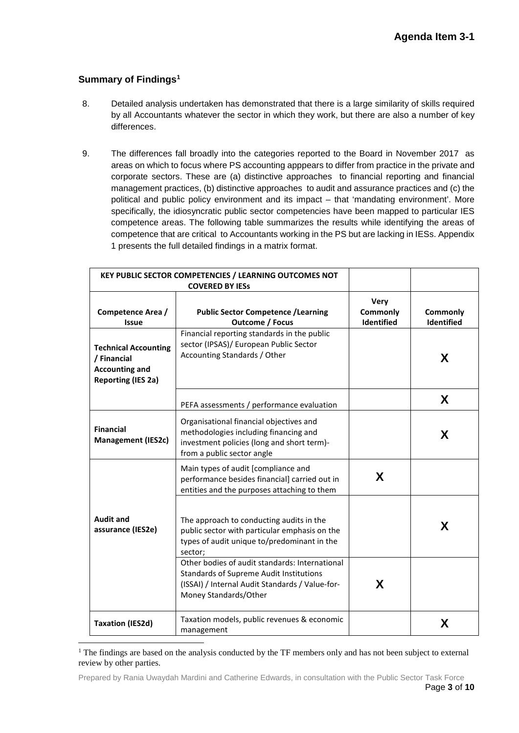## Summary of Findings[1]

8. Detailed analysis undertaken has demonstrated that there is a large similarity of skills required by all Accountants whatever the sector in which they work, but there are also a number of key differences.

9. The differences fall broadly into the categories reported to the Board in November 2017 as areas on which to focus where PS accounting apppears to differ from practice in the private and corporate sectors. These are (a) distinctive approaches to financial reporting and financial management practices, (b) distinctive approaches to audit and assurance practices and (c) the political and public policy environment and its impact – that 'mandating environment'. More specifically, the idiosyncratic public sector competencies have been mapped to particular IES competence areas. The following table summarizes the results while identifying the areas of competence that are critical to Accountants working in the PS but are lacking in IESs. Appendix 1 presents the full detailed findings in a matrix format.

| **KEY PUBLIC SECTOR COMPETENCIES / LEARNING OUTCOMES NOT COVERED BY IESs** | | | |
|---|---|---|---|
| **Competence Area / Issue** | **Public Sector Competence /Learning Outcome / Focus** | **Very Commonly Identified** | **Commonly Identified** |
| **Technical Accounting / Financial Accounting and Reporting (IES 2a)** | Financial reporting standards in the public sector (IPSAS)/ European Public Sector Accounting Standards / Other | | X |
| | PEFA assessments / performance evaluation | | X |
| **Financial Management (IES2c)** | Organisational financial objectives and methodologies including financing and investment policies (long and short term)- from a public sector angle | | X |
| **Audit and assurance (IES2e)** | Main types of audit [compliance and performance besides financial] carried out in entities and the purposes attaching to them | X | |
| | The approach to conducting audits in the public sector with particular emphasis on the types of audit unique to/predominant in the sector; | | X |
| | Other bodies of audit standards: International Standards of Supreme Audit Institutions (ISSAI) / Internal Audit Standards / Value-for-Money Standards/Other | X | |
| **Taxation (IES2d)** | Taxation models, public revenues & economic management | | X |

[1] The findings are based on the analysis conducted by the TF members only and has not been subject to external review by other parties.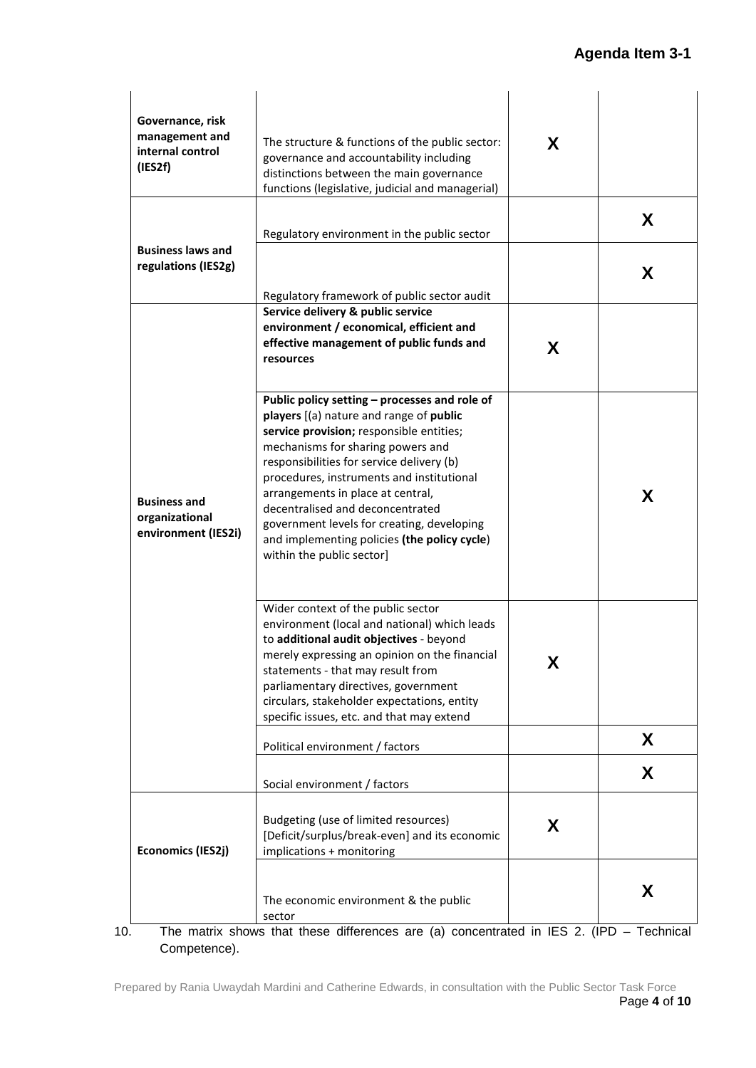| | | | |
|---|---|---|---|
| **Governance, risk management and internal control (IES2f)** | The structure & functions of the public sector: governance and accountability including distinctions between the main governance functions (legislative, judicial and managerial) | X | |
| **Business laws and regulations (IES2g)** | Regulatory environment in the public sector | | X |
| | Regulatory framework of public sector audit | | X |
| **Business and organizational environment (IES2i)** | **Service delivery & public service environment / economical, efficient and effective management of public funds and resources** | X | |
| | **Public policy setting – processes and role of players** [(a) nature and range of **public service provision;** responsible entities; mechanisms for sharing powers and responsibilities for service delivery (b) procedures, instruments and institutional arrangements in place at central, decentralised and deconcentrated government levels for creating, developing and implementing policies **(the policy cycle**) within the public sector] | | X |
| | Wider context of the public sector environment (local and national) which leads to **additional audit objectives** - beyond merely expressing an opinion on the financial statements - that may result from parliamentary directives, government circulars, stakeholder expectations, entity specific issues, etc. and that may extend | X | |
| | Political environment / factors | | X |
| | Social environment / factors | | X |
| **Economics (IES2j)** | Budgeting (use of limited resources) [Deficit/surplus/break-even] and its economic implications + monitoring | X | |
| | The economic environment & the public sector | | X |

10. The matrix shows that these differences are (a) concentrated in IES 2. (IPD – Technical Competence).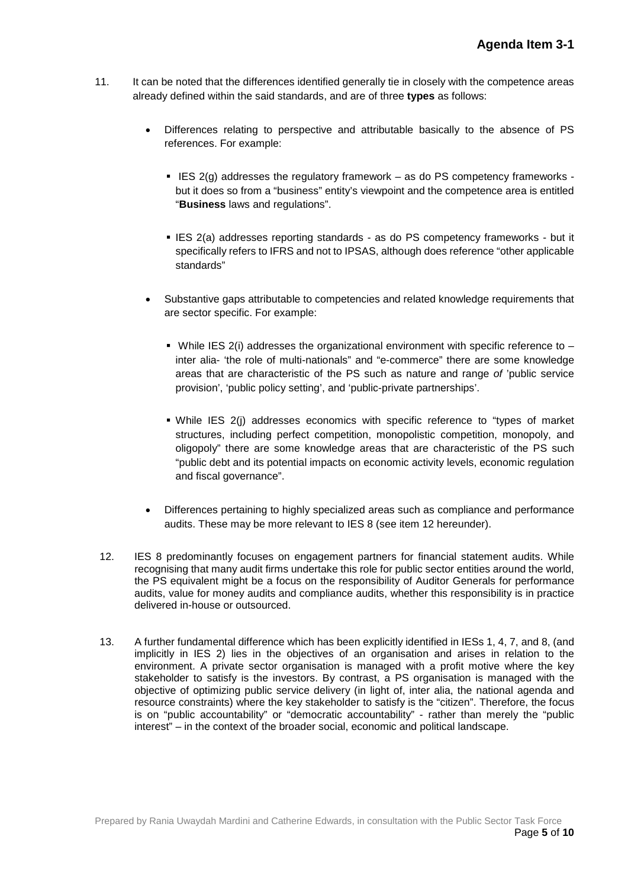11. It can be noted that the differences identified generally tie in closely with the competence areas already defined within the said standards, and are of three **types** as follows:

    - Differences relating to perspective and attributable basically to the absence of PS references. For example:

        - IES 2(g) addresses the regulatory framework – as do PS competency frameworks - but it does so from a "business" entity's viewpoint and the competence area is entitled "**Business** laws and regulations".

        - IES 2(a) addresses reporting standards - as do PS competency frameworks - but it specifically refers to IFRS and not to IPSAS, although does reference "other applicable standards"

    - Substantive gaps attributable to competencies and related knowledge requirements that are sector specific. For example:

        - While IES 2(i) addresses the organizational environment with specific reference to – inter alia- 'the role of multi-nationals" and "e-commerce" there are some knowledge areas that are characteristic of the PS such as nature and range *of* 'public service provision', 'public policy setting', and 'public-private partnerships'.

        - While IES 2(j) addresses economics with specific reference to "types of market structures, including perfect competition, monopolistic competition, monopoly, and oligopoly" there are some knowledge areas that are characteristic of the PS such "public debt and its potential impacts on economic activity levels, economic regulation and fiscal governance".

    - Differences pertaining to highly specialized areas such as compliance and performance audits. These may be more relevant to IES 8 (see item 12 hereunder).

12. IES 8 predominantly focuses on engagement partners for financial statement audits. While recognising that many audit firms undertake this role for public sector entities around the world, the PS equivalent might be a focus on the responsibility of Auditor Generals for performance audits, value for money audits and compliance audits, whether this responsibility is in practice delivered in-house or outsourced.

13. A further fundamental difference which has been explicitly identified in IESs 1, 4, 7, and 8, (and implicitly in IES 2) lies in the objectives of an organisation and arises in relation to the environment. A private sector organisation is managed with a profit motive where the key stakeholder to satisfy is the investors. By contrast, a PS organisation is managed with the objective of optimizing public service delivery (in light of, inter alia, the national agenda and resource constraints) where the key stakeholder to satisfy is the "citizen". Therefore, the focus is on "public accountability" or "democratic accountability" - rather than merely the "public interest" – in the context of the broader social, economic and political landscape.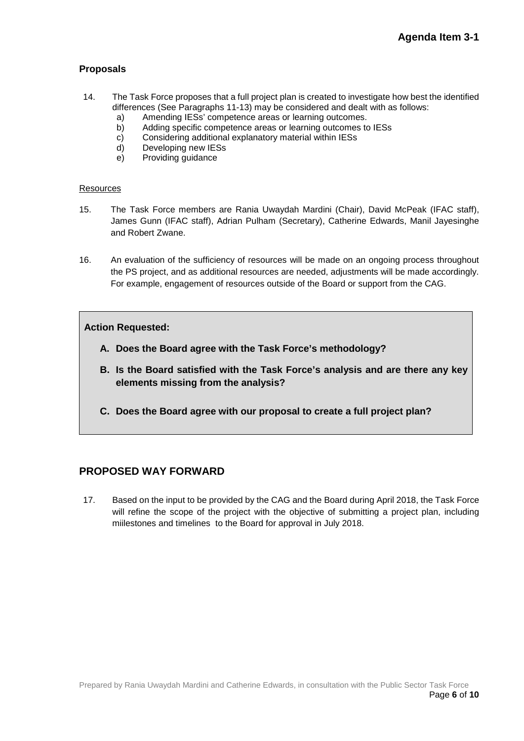### Proposals

14. The Task Force proposes that a full project plan is created to investigate how best the identified differences (See Paragraphs 11-13) may be considered and dealt with as follows:
    a) Amending IESs' competence areas or learning outcomes.
    b) Adding specific competence areas or learning outcomes to IESs
    c) Considering additional explanatory material within IESs
    d) Developing new IESs
    e) Providing guidance

Resources

15. The Task Force members are Rania Uwaydah Mardini (Chair), David McPeak (IFAC staff), James Gunn (IFAC staff), Adrian Pulham (Secretary), Catherine Edwards, Manil Jayesinghe and Robert Zwane.

16. An evaluation of the sufficiency of resources will be made on an ongoing process throughout the PS project, and as additional resources are needed, adjustments will be made accordingly. For example, engagement of resources outside of the Board or support from the CAG.

**Action Requested:**

**A. Does the Board agree with the Task Force's methodology?**

**B. Is the Board satisfied with the Task Force's analysis and are there any key elements missing from the analysis?**

**C. Does the Board agree with our proposal to create a full project plan?**

## PROPOSED WAY FORWARD

17. Based on the input to be provided by the CAG and the Board during April 2018, the Task Force will refine the scope of the project with the objective of submitting a project plan, including miilestones and timelines to the Board for approval in July 2018.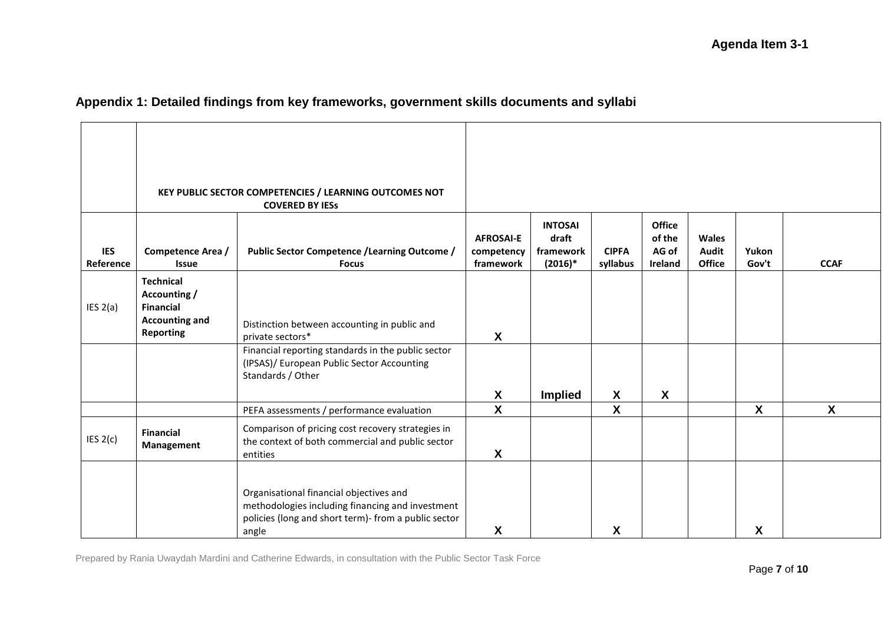## Appendix 1: Detailed findings from key frameworks, government skills documents and syllabi

| | KEY PUBLIC SECTOR COMPETENCIES / LEARNING OUTCOMES NOT COVERED BY IESs | | | | | | | | |
|---|---|---|---|---|---|---|---|---|---|
| **IES Reference** | **Competence Area / Issue** | **Public Sector Competence /Learning Outcome / Focus** | **AFROSAI-E competency framework** | **INTOSAI draft framework (2016)*** | **CIPFA syllabus** | **Office of the AG of Ireland** | **Wales Audit Office** | **Yukon Gov't** | **CCAF** |
| IES 2(a) | **Technical Accounting / Financial Accounting and Reporting** | Distinction between accounting in public and private sectors* | X | | | | | | |
| | | Financial reporting standards in the public sector (IPSAS)/ European Public Sector Accounting Standards / Other | X | Implied | X | X | | | |
| | | PEFA assessments / performance evaluation | X | | X | | | X | X |
| IES 2(c) | **Financial Management** | Comparison of pricing cost recovery strategies in the context of both commercial and public sector entities | X | | | | | | |
| | | Organisational financial objectives and methodologies including financing and investment policies (long and short term)- from a public sector angle | X | | X | | | X | |

Prepared by Rania Uwaydah Mardini and Catherine Edwards, in consultation with the Public Sector Task Force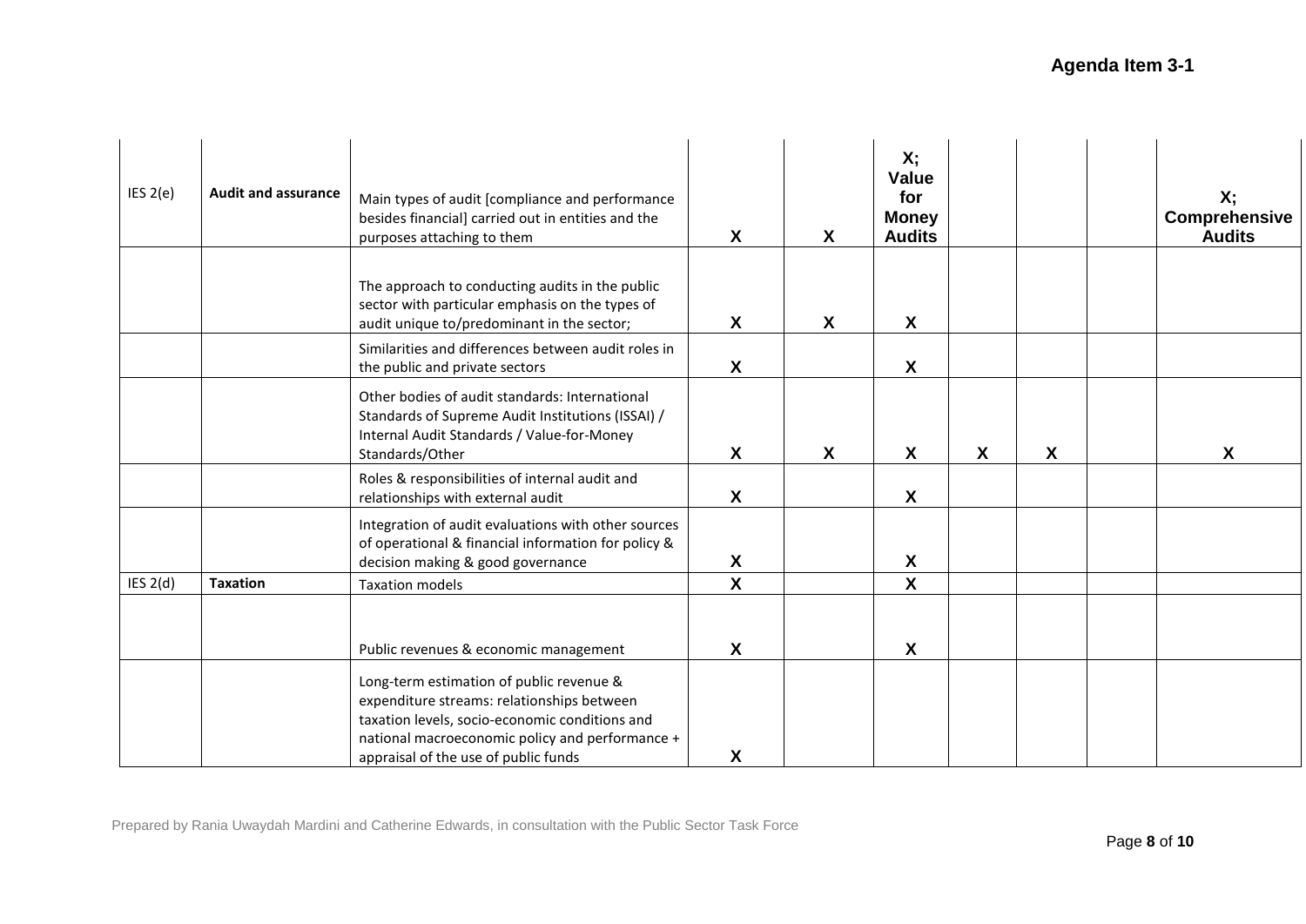| | | | | | | | | | |
|---|---|---|---|---|---|---|---|---|---|
| IES 2(e) | **Audit and assurance** | Main types of audit [compliance and performance besides financial] carried out in entities and the purposes attaching to them | X | X | X; Value for Money Audits | | | | X; Comprehensive Audits |
| | | The approach to conducting audits in the public sector with particular emphasis on the types of audit unique to/predominant in the sector; | X | X | X | | | | |
| | | Similarities and differences between audit roles in the public and private sectors | X | | X | | | | |
| | | Other bodies of audit standards: International Standards of Supreme Audit Institutions (ISSAI) / Internal Audit Standards / Value-for-Money Standards/Other | X | X | X | X | X | | X |
| | | Roles & responsibilities of internal audit and relationships with external audit | X | | X | | | | |
| | | Integration of audit evaluations with other sources of operational & financial information for policy & decision making & good governance | X | | X | | | | |
| IES 2(d) | **Taxation** | Taxation models | X | | X | | | | |
| | | Public revenues & economic management | X | | X | | | | |
| | | Long-term estimation of public revenue & expenditure streams: relationships between taxation levels, socio-economic conditions and national macroeconomic policy and performance + appraisal of the use of public funds | X | | | | | | |

Prepared by Rania Uwaydah Mardini and Catherine Edwards, in consultation with the Public Sector Task Force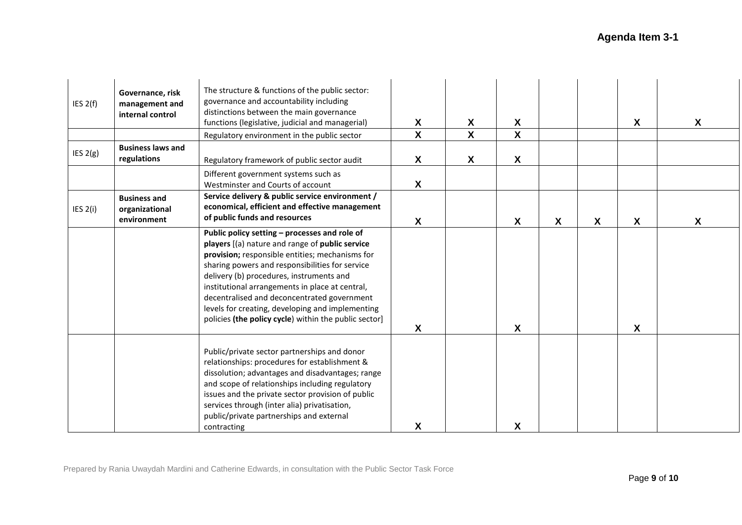| | | | | | | | | | |
|---|---|---|---|---|---|---|---|---|---|
| IES 2(f) | **Governance, risk management and internal control** | The structure & functions of the public sector: governance and accountability including distinctions between the main governance functions (legislative, judicial and managerial) | **X** | **X** | **X** | | | **X** | **X** |
| | | Regulatory environment in the public sector | **X** | **X** | **X** | | | | |
| IES 2(g) | **Business laws and regulations** | Regulatory framework of public sector audit | **X** | **X** | **X** | | | | |
| | | Different government systems such as Westminster and Courts of account | **X** | | | | | | |
| IES 2(i) | **Business and organizational environment** | **Service delivery & public service environment / economical, efficient and effective management of public funds and resources** | **X** | | **X** | **X** | **X** | **X** | **X** |
| | | **Public policy setting – processes and role of players** [(a) nature and range of **public service provision;** responsible entities; mechanisms for sharing powers and responsibilities for service delivery (b) procedures, instruments and institutional arrangements in place at central, decentralised and deconcentrated government levels for creating, developing and implementing policies **(the policy cycle**) within the public sector] | **X** | | **X** | | | **X** | |
| | | Public/private sector partnerships and donor relationships: procedures for establishment & dissolution; advantages and disadvantages; range and scope of relationships including regulatory issues and the private sector provision of public services through (inter alia) privatisation, public/private partnerships and external contracting | **X** | | **X** | | | | |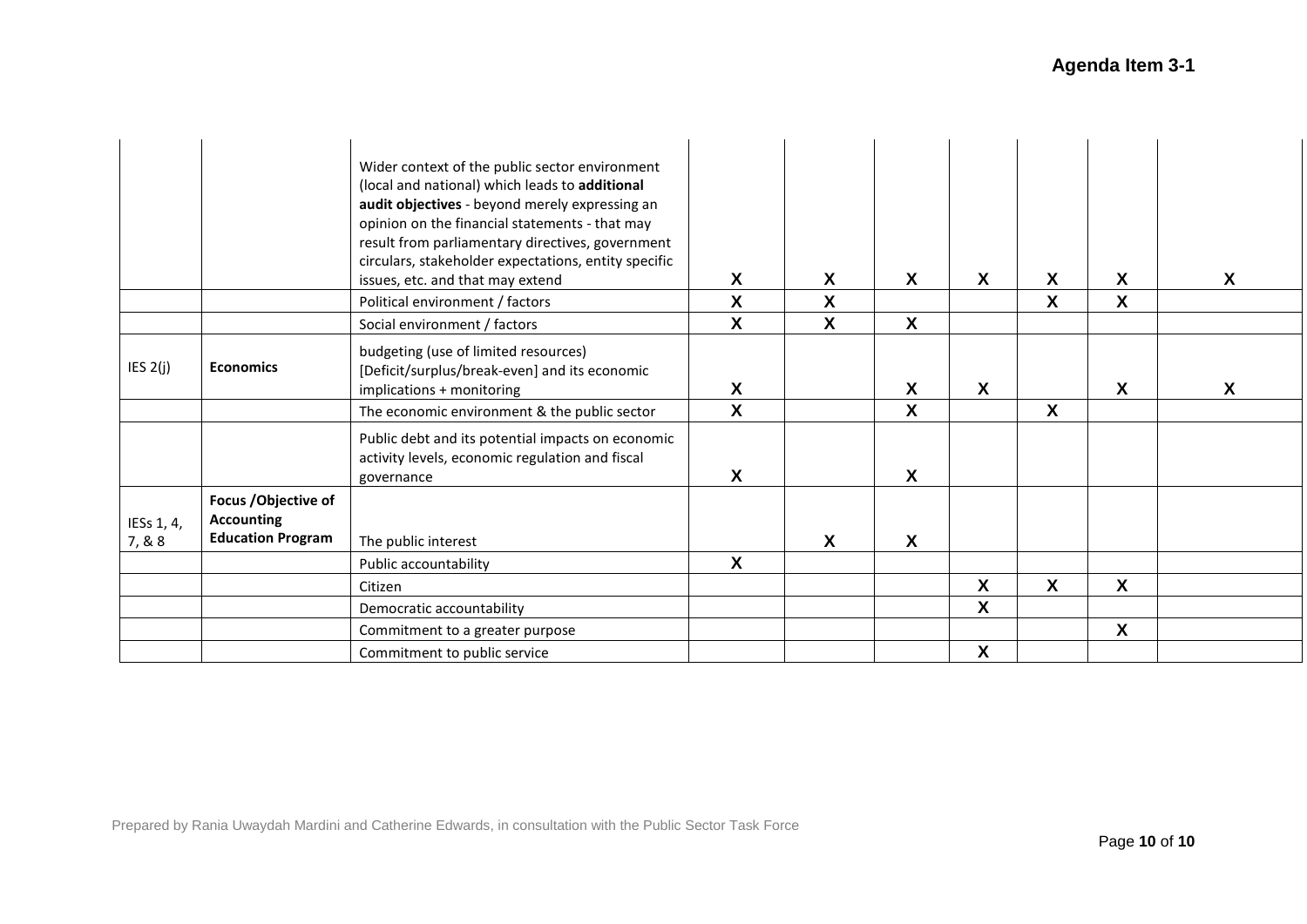| | | | | | | | | | |
|---|---|---|---|---|---|---|---|---|---|
| | | Wider context of the public sector environment (local and national) which leads to **additional audit objectives** - beyond merely expressing an opinion on the financial statements - that may result from parliamentary directives, government circulars, stakeholder expectations, entity specific issues, etc. and that may extend | X | X | X | X | X | X | X |
| | | Political environment / factors | X | X | | | X | X | |
| | | Social environment / factors | X | X | X | | | | |
| IES 2(j) | **Economics** | budgeting (use of limited resources) [Deficit/surplus/break-even] and its economic implications + monitoring | X | | X | X | | X | X |
| | | The economic environment & the public sector | X | | X | | X | | |
| | | Public debt and its potential impacts on economic activity levels, economic regulation and fiscal governance | X | | X | | | | |
| IESs 1, 4, 7, & 8 | **Focus /Objective of Accounting Education Program** | The public interest | | X | X | | | | |
| | | Public accountability | X | | | | | | |
| | | Citizen | | | | X | X | X | |
| | | Democratic accountability | | | | X | | | |
| | | Commitment to a greater purpose | | | | | | X | |
| | | Commitment to public service | | | | X | | | |